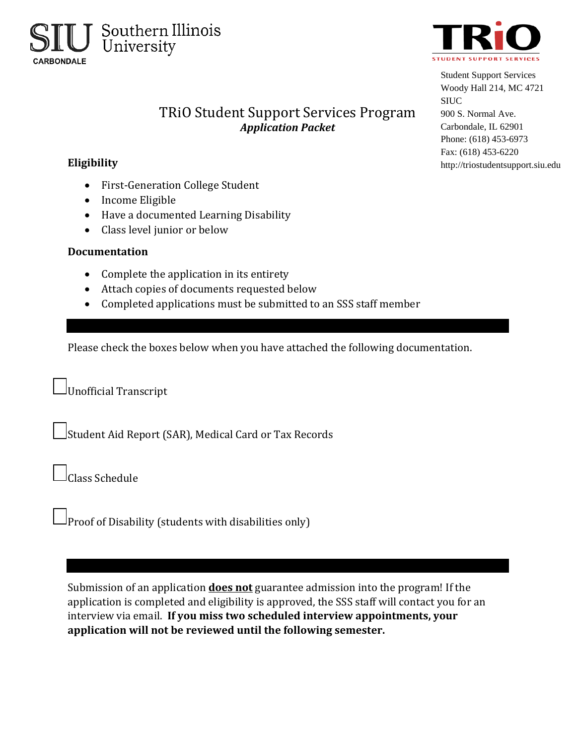SIU Southern Illinois University CARBONDALE

TRiO STUDENT SUPPORT SERVICES

Student Support Services
Woody Hall 214, MC 4721
SIUC
900 S. Normal Ave.
Carbondale, IL 62901
Phone: (618) 453-6973
Fax: (618) 453-6220
http://triostudentsupport.siu.edu

# TRiO Student Support Services Program

***Application Packet***

**Eligibility**

- First-Generation College Student
- Income Eligible
- Have a documented Learning Disability
- Class level junior or below

**Documentation**

- Complete the application in its entirety
- Attach copies of documents requested below
- Completed applications must be submitted to an SSS staff member

---

Please check the boxes below when you have attached the following documentation.

☐ Unofficial Transcript

☐ Student Aid Report (SAR), Medical Card or Tax Records

☐ Class Schedule

☐ Proof of Disability (students with disabilities only)

---

Submission of an application **does not** guarantee admission into the program! If the application is completed and eligibility is approved, the SSS staff will contact you for an interview via email. **If you miss two scheduled interview appointments, your application will not be reviewed until the following semester.**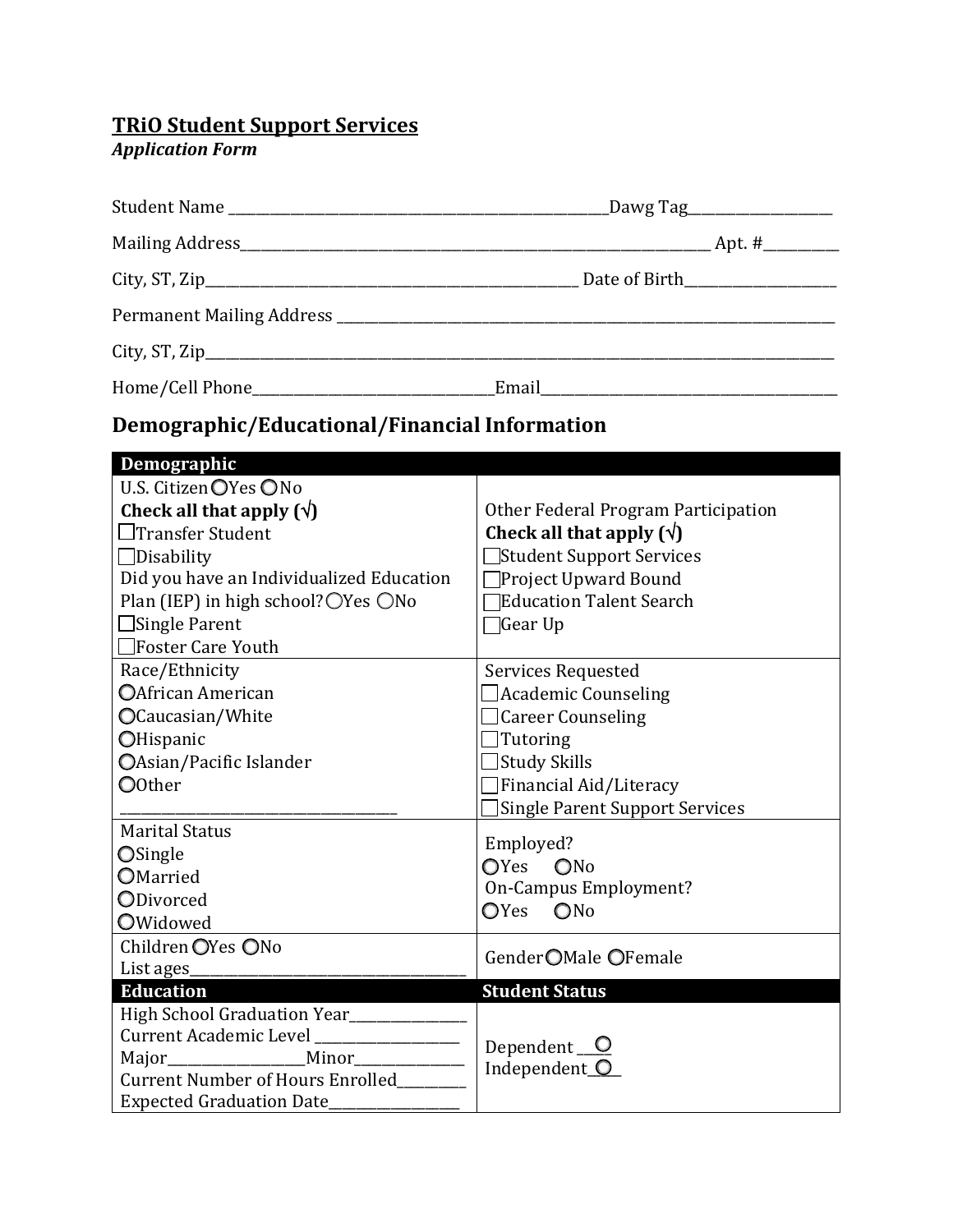**TRiO Student Support Services**
***Application Form***

Student Name ______________________________________________________Dawg Tag___________________

Mailing Address_____________________________________________________________________ Apt. #__________

City, ST, Zip____________________________________________________ Date of Birth____________________

Permanent Mailing Address ________________________________________________________________________

City, ST, Zip_______________________________________________________________________________________

Home/Cell Phone________________________________Email_______________________________________

## Demographic/Educational/Financial Information

| **Demographic** | |
|---|---|
| U.S. Citizen ◯Yes ◯No<br>**Check all that apply (√)**<br>☐Transfer Student<br>☐Disability<br>Did you have an Individualized Education Plan (IEP) in high school? ◯Yes ◯No<br>☐Single Parent<br>☐Foster Care Youth | Other Federal Program Participation<br>**Check all that apply (√)**<br>☐Student Support Services<br>☐Project Upward Bound<br>☐Education Talent Search<br>☐Gear Up |
| Race/Ethnicity<br>◯African American<br>◯Caucasian/White<br>◯Hispanic<br>◯Asian/Pacific Islander<br>◯Other<br>_________________________________ | Services Requested<br>☐Academic Counseling<br>☐Career Counseling<br>☐Tutoring<br>☐Study Skills<br>☐Financial Aid/Literacy<br>☐Single Parent Support Services |
| Marital Status<br>◯Single<br>◯Married<br>◯Divorced<br>◯Widowed | Employed?<br>◯Yes ◯No<br>On-Campus Employment?<br>◯Yes ◯No |
| Children ◯Yes ◯No<br>List ages_________________________________ | Gender ◯Male ◯Female |
| **Education** | **Student Status** |
| High School Graduation Year______________<br>Current Academic Level __________________<br>Major_________________Minor_____________<br>Current Number of Hours Enrolled________<br>Expected Graduation Date________________ | Dependent ___◯<br>Independent_◯__ |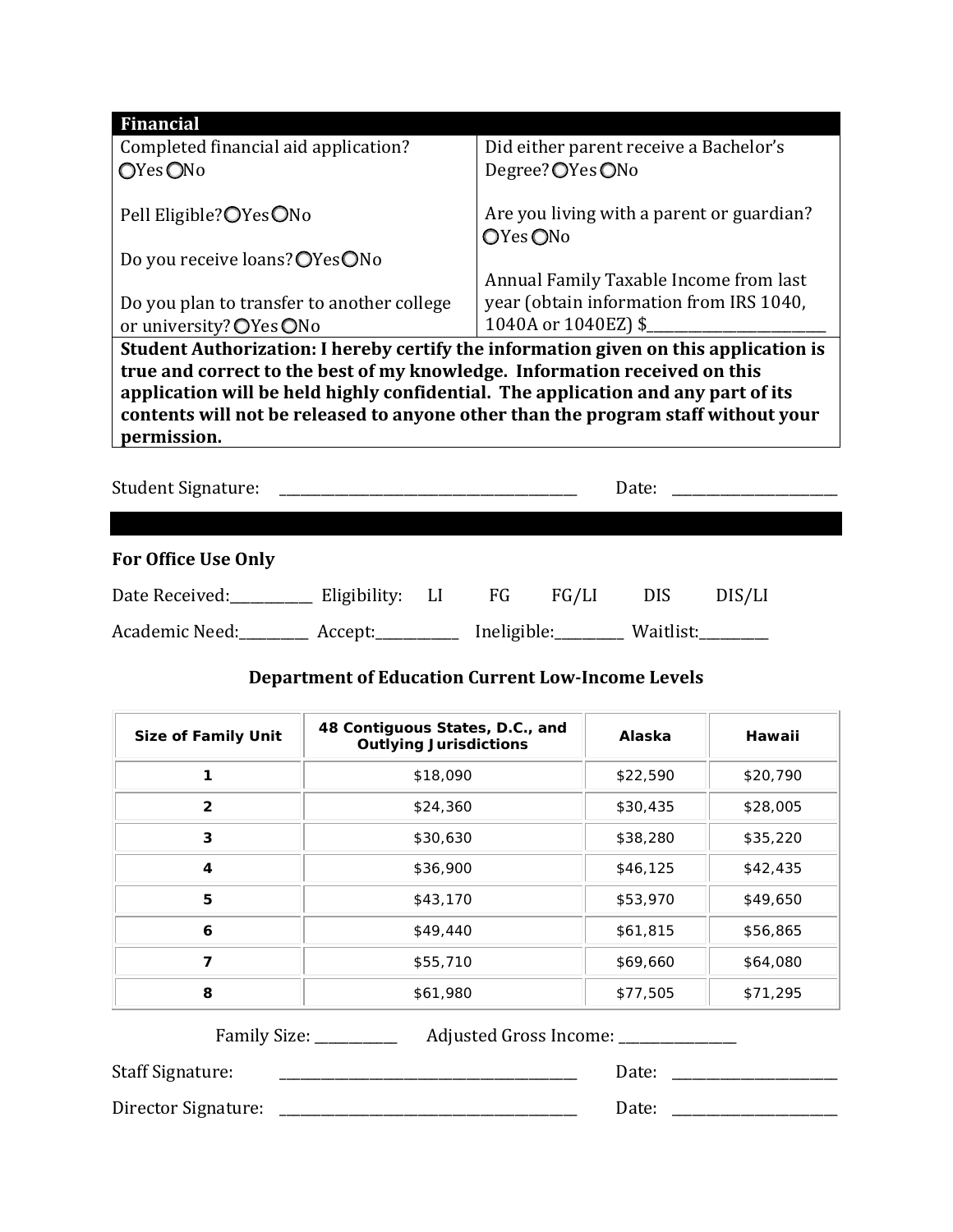## Financial

| Financial | |
|---|---|
| Completed financial aid application? ◯Yes ◯No<br><br>Pell Eligible? ◯Yes ◯No<br><br>Do you receive loans? ◯Yes ◯No<br><br>Do you plan to transfer to another college or university? ◯Yes ◯No | Did either parent receive a Bachelor's Degree? ◯Yes ◯No<br><br>Are you living with a parent or guardian? ◯Yes ◯No<br><br>Annual Family Taxable Income from last year (obtain information from IRS 1040, 1040A or 1040EZ) $________________________ |

**Student Authorization: I hereby certify the information given on this application is true and correct to the best of my knowledge. Information received on this application will be held highly confidential. The application and any part of its contents will not be released to anyone other than the program staff without your permission.**

Student Signature: ________________________________________ Date: ______________________

**For Office Use Only**

Date Received:___________ Eligibility: LI FG FG/LI DIS DIS/LI

Academic Need:_________ Accept:___________ Ineligible:_________ Waitlist:_________

### Department of Education Current Low-Income Levels

| Size of Family Unit | 48 Contiguous States, D.C., and Outlying Jurisdictions | Alaska | Hawaii |
|---|---|---|---|
| 1 | $18,090 | $22,590 | $20,790 |
| 2 | $24,360 | $30,435 | $28,005 |
| 3 | $30,630 | $38,280 | $35,220 |
| 4 | $36,900 | $46,125 | $42,435 |
| 5 | $43,170 | $53,970 | $49,650 |
| 6 | $49,440 | $61,815 | $56,865 |
| 7 | $55,710 | $69,660 | $64,080 |
| 8 | $61,980 | $77,505 | $71,295 |

Family Size: ___________ Adjusted Gross Income: _______________

Staff Signature: ________________________________________ Date: _____________________

Director Signature: ________________________________________ Date: _____________________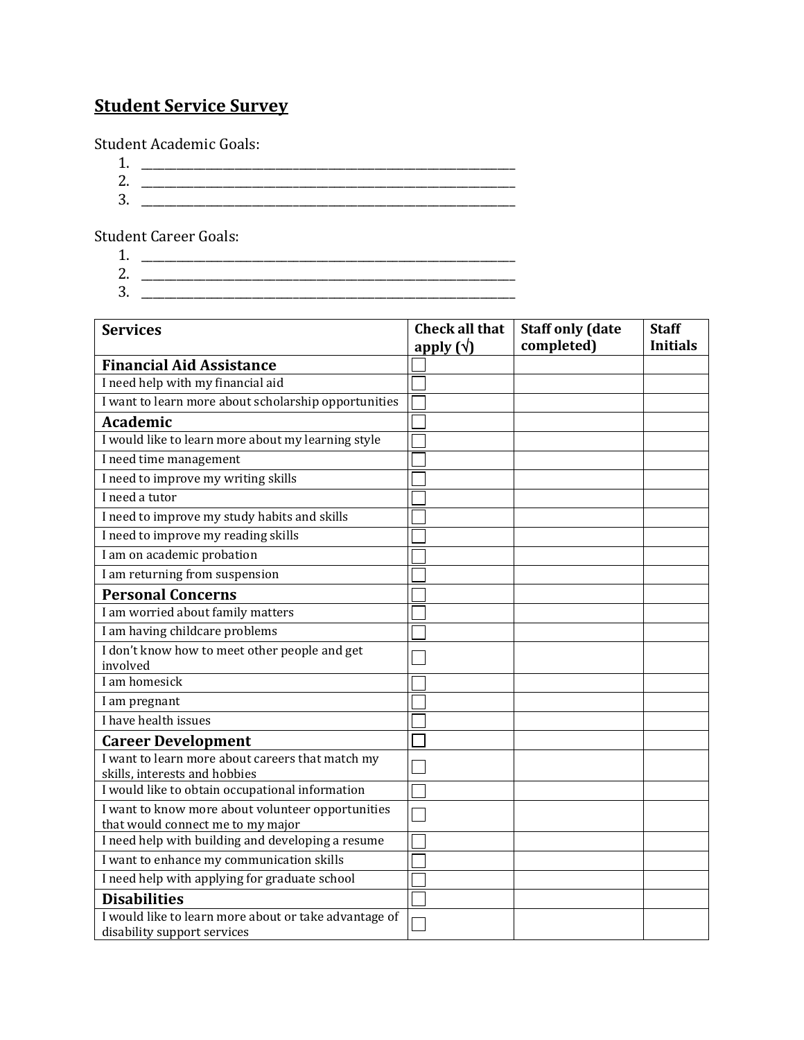## Student Service Survey

Student Academic Goals:

1. ______________________________________________________________
2. ______________________________________________________________
3. ______________________________________________________________

Student Career Goals:

1. ______________________________________________________________
2. ______________________________________________________________
3. ______________________________________________________________

| Services | Check all that apply (√) | Staff only (date completed) | Staff Initials |
|---|---|---|---|
| **Financial Aid Assistance** | ☐ | | |
| I need help with my financial aid | ☐ | | |
| I want to learn more about scholarship opportunities | ☐ | | |
| **Academic** | ☐ | | |
| I would like to learn more about my learning style | ☐ | | |
| I need time management | ☐ | | |
| I need to improve my writing skills | ☐ | | |
| I need a tutor | ☐ | | |
| I need to improve my study habits and skills | ☐ | | |
| I need to improve my reading skills | ☐ | | |
| I am on academic probation | ☐ | | |
| I am returning from suspension | ☐ | | |
| **Personal Concerns** | ☐ | | |
| I am worried about family matters | ☐ | | |
| I am having childcare problems | ☐ | | |
| I don't know how to meet other people and get involved | ☐ | | |
| I am homesick | ☐ | | |
| I am pregnant | ☐ | | |
| I have health issues | ☐ | | |
| **Career Development** | ☐ | | |
| I want to learn more about careers that match my skills, interests and hobbies | ☐ | | |
| I would like to obtain occupational information | ☐ | | |
| I want to know more about volunteer opportunities that would connect me to my major | ☐ | | |
| I need help with building and developing a resume | ☐ | | |
| I want to enhance my communication skills | ☐ | | |
| I need help with applying for graduate school | ☐ | | |
| **Disabilities** | ☐ | | |
| I would like to learn more about or take advantage of disability support services | ☐ | | |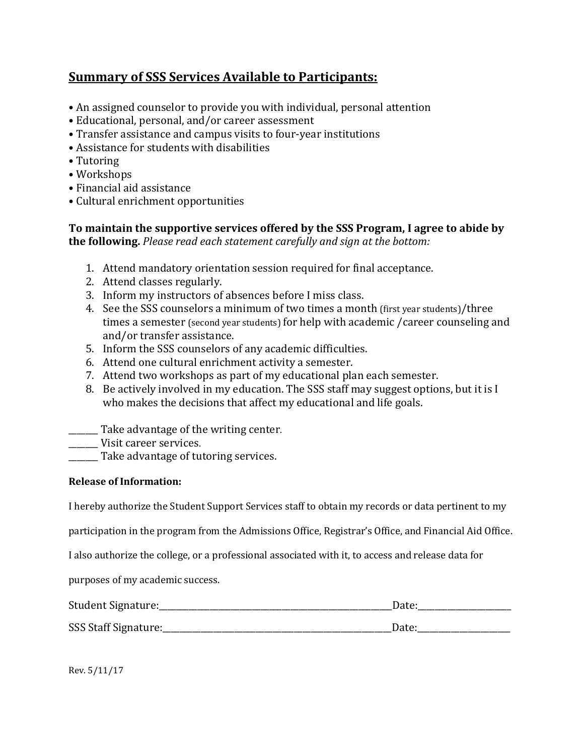## Summary of SSS Services Available to Participants:

- An assigned counselor to provide you with individual, personal attention
- Educational, personal, and/or career assessment
- Transfer assistance and campus visits to four-year institutions
- Assistance for students with disabilities
- Tutoring
- Workshops
- Financial aid assistance
- Cultural enrichment opportunities

**To maintain the supportive services offered by the SSS Program, I agree to abide by the following.** *Please read each statement carefully and sign at the bottom:*

1. Attend mandatory orientation session required for final acceptance.
2. Attend classes regularly.
3. Inform my instructors of absences before I miss class.
4. See the SSS counselors a minimum of two times a month (first year students)/three times a semester (second year students) for help with academic /career counseling and and/or transfer assistance.
5. Inform the SSS counselors of any academic difficulties.
6. Attend one cultural enrichment activity a semester.
7. Attend two workshops as part of my educational plan each semester.
8. Be actively involved in my education. The SSS staff may suggest options, but it is I who makes the decisions that affect my educational and life goals.

_______ Take advantage of the writing center.
_______ Visit career services.
_______ Take advantage of tutoring services.

**Release of Information:**

I hereby authorize the Student Support Services staff to obtain my records or data pertinent to my participation in the program from the Admissions Office, Registrar's Office, and Financial Aid Office. I also authorize the college, or a professional associated with it, to access and release data for purposes of my academic success.

Student Signature:_______________________________________________Date:__________________

SSS Staff Signature:_____________________________________________Date:__________________

Rev. 5/11/17